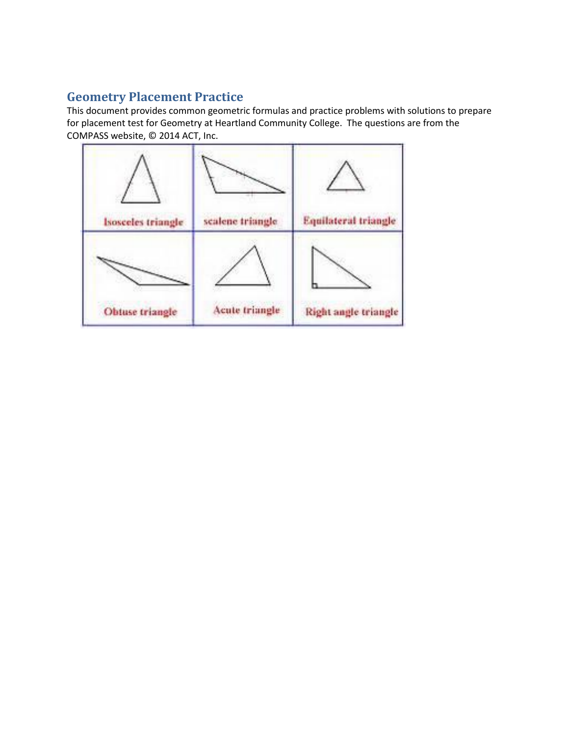## Geometry Placement Practice

This document provides common geometric formulas and practice problems with solutions to prepare for placement test for Geometry at Heartland Community College. The questions are from the COMPASS website, © 2014 ACT, Inc.

| Isosceles triangle | scalene triangle | Equilateral triangle |
| --- | --- | --- |
| Obtuse triangle | Acute triangle | Right angle triangle |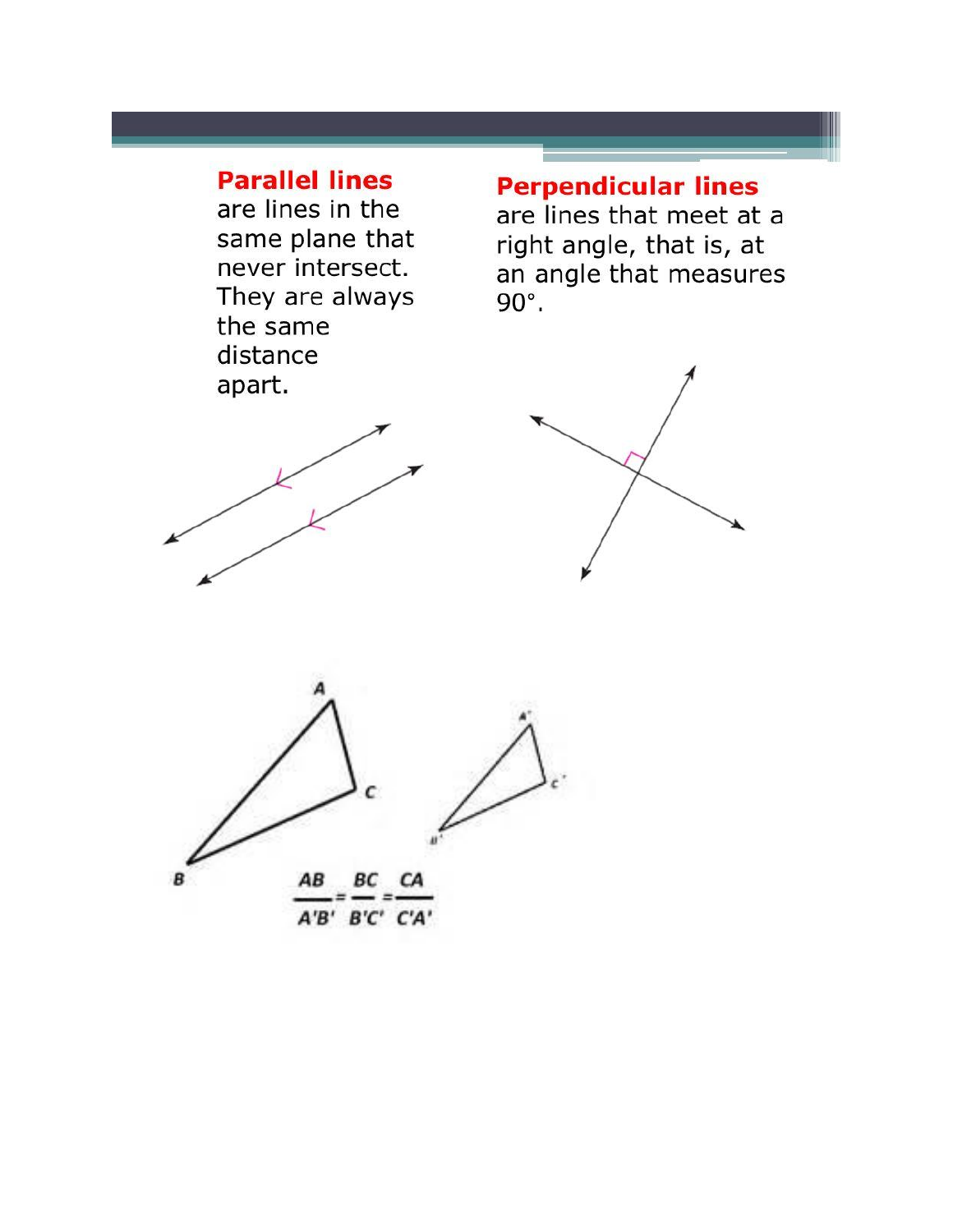**Parallel lines** are lines in the same plane that never intersect. They are always the same distance apart.

**Perpendicular lines** are lines that meet at a right angle, that is, at an angle that measures 90°.

$$\frac{AB}{A'B'} = \frac{BC}{B'C'} = \frac{CA}{C'A'}$$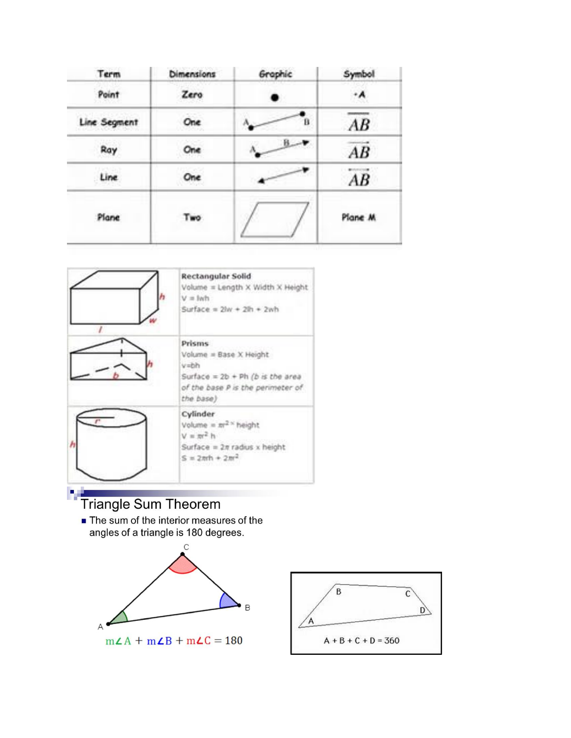| Term | Dimensions | Graphic | Symbol |
| --- | --- | --- | --- |
| Point | Zero | | ·A |
| Line Segment | One | | $\overline{AB}$ |
| Ray | One | | $\overrightarrow{AB}$ |
| Line | One | | $\overleftrightarrow{AB}$ |
| Plane | Two | | Plane M |

| | |
| --- | --- |
| | **Rectangular Solid**<br>Volume = Length X Width X Height<br>V = lwh<br>Surface = 2lw + 2lh + 2wh |
| | **Prisms**<br>Volume = Base X Height<br>v=bh<br>Surface = 2b + Ph (*b is the area of the base P is the perimeter of the base*) |
| | **Cylinder**<br>Volume = $\pi r^2 \times$ height<br>V = $\pi r^2$ h<br>Surface = 2π radius x height<br>S = $2\pi rh + 2\pi r^2$ |

## Triangle Sum Theorem

- The sum of the interior measures of the angles of a triangle is 180 degrees.

$$m\angle A + m\angle B + m\angle C = 180$$

A + B + C + D = 360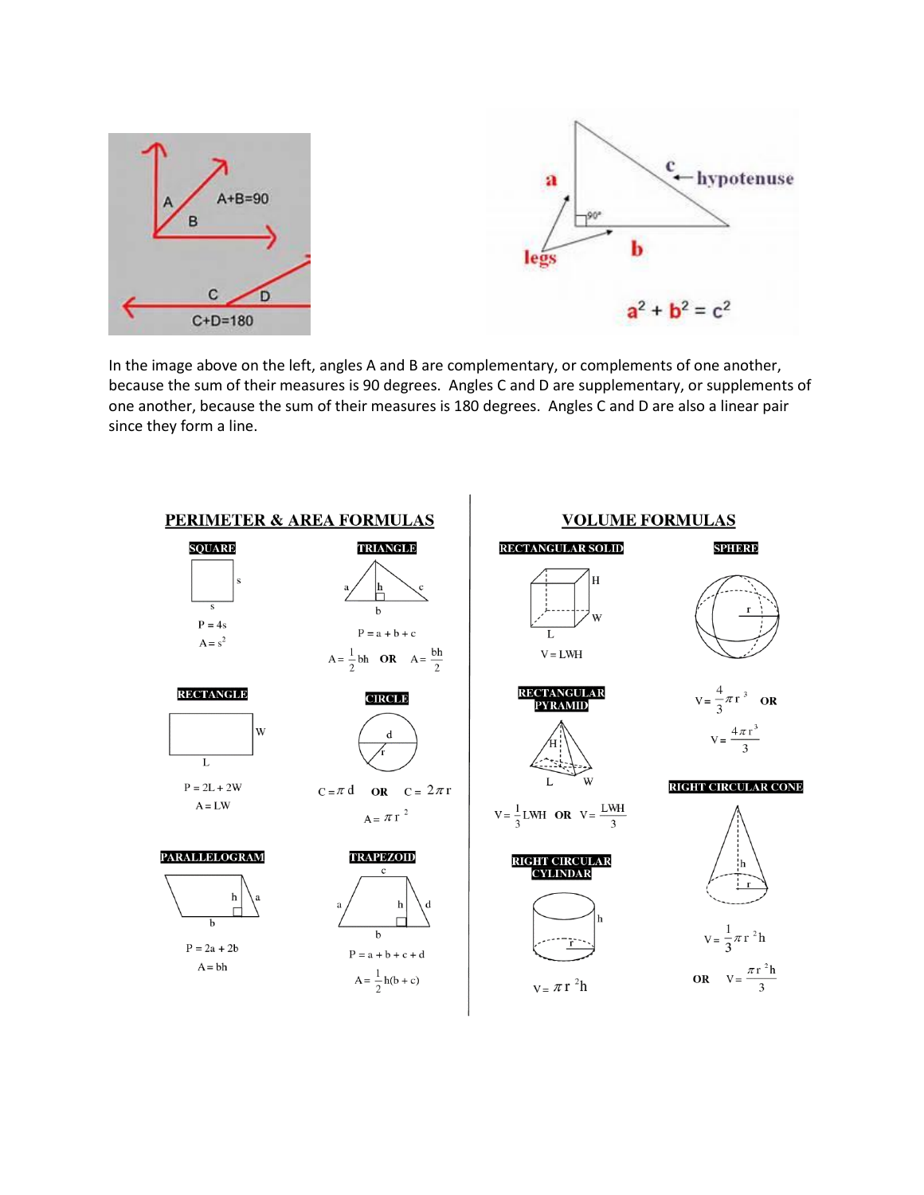A+B=90

C+D=180

a

c ← hypotenuse

90°

legs

b

$a^2 + b^2 = c^2$

In the image above on the left, angles A and B are complementary, or complements of one another, because the sum of their measures is 90 degrees. Angles C and D are supplementary, or supplements of one another, because the sum of their measures is 180 degrees. Angles C and D are also a linear pair since they form a line.

## PERIMETER & AREA FORMULAS

**SQUARE**

$P = 4s$

$A = s^2$

**TRIANGLE**

$P = a + b + c$

$A = \frac{1}{2}bh$ **OR** $A = \frac{bh}{2}$

**RECTANGLE**

$P = 2L + 2W$

$A = LW$

**CIRCLE**

$C = \pi d$ **OR** $C = 2\pi r$

$A = \pi r^2$

**PARALLELOGRAM**

$P = 2a + 2b$

$A = bh$

**TRAPEZOID**

$P = a + b + c + d$

$A = \frac{1}{2}h(b + c)$

## VOLUME FORMULAS

**RECTANGULAR SOLID**

$V = LWH$

**SPHERE**

$V = \frac{4}{3}\pi r^3$ **OR** $V = \frac{4\pi r^3}{3}$

**RECTANGULAR PYRAMID**

$V = \frac{1}{3}LWH$ **OR** $V = \frac{LWH}{3}$

**RIGHT CIRCULAR CONE**

$V = \frac{1}{3}\pi r^2 h$ **OR** $V = \frac{\pi r^2 h}{3}$

**RIGHT CIRCULAR CYLINDAR**

$V = \pi r^2 h$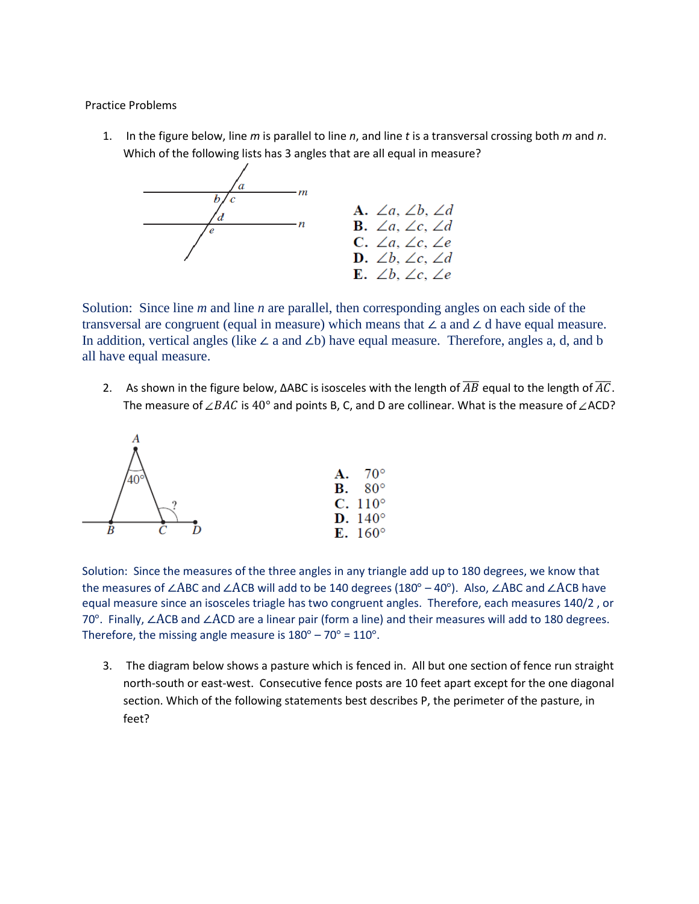Practice Problems

1. In the figure below, line *m* is parallel to line *n*, and line *t* is a transversal crossing both *m* and *n*. Which of the following lists has 3 angles that are all equal in measure?

   **A.** $\angle a$, $\angle b$, $\angle d$
   **B.** $\angle a$, $\angle c$, $\angle d$
   **C.** $\angle a$, $\angle c$, $\angle e$
   **D.** $\angle b$, $\angle c$, $\angle d$
   **E.** $\angle b$, $\angle c$, $\angle e$

Solution: Since line *m* and line *n* are parallel, then corresponding angles on each side of the transversal are congruent (equal in measure) which means that $\angle$ a and $\angle$ d have equal measure. In addition, vertical angles (like $\angle$ a and $\angle$b) have equal measure. Therefore, angles a, d, and b all have equal measure.

2. As shown in the figure below, ΔABC is isosceles with the length of $\overline{AB}$ equal to the length of $\overline{AC}$. The measure of $\angle BAC$ is 40° and points B, C, and D are collinear. What is the measure of $\angle$ACD?

   **A.** 70°
   **B.** 80°
   **C.** 110°
   **D.** 140°
   **E.** 160°

Solution: Since the measures of the three angles in any triangle add up to 180 degrees, we know that the measures of ∠ABC and ∠ACB will add to be 140 degrees (180° – 40°). Also, ∠ABC and ∠ACB have equal measure since an isosceles triagle has two congruent angles. Therefore, each measures 140/2 , or 70°. Finally, ∠ACB and ∠ACD are a linear pair (form a line) and their measures will add to 180 degrees. Therefore, the missing angle measure is 180° – 70° = 110°.

3. The diagram below shows a pasture which is fenced in. All but one section of fence run straight north-south or east-west. Consecutive fence posts are 10 feet apart except for the one diagonal section. Which of the following statements best describes P, the perimeter of the pasture, in feet?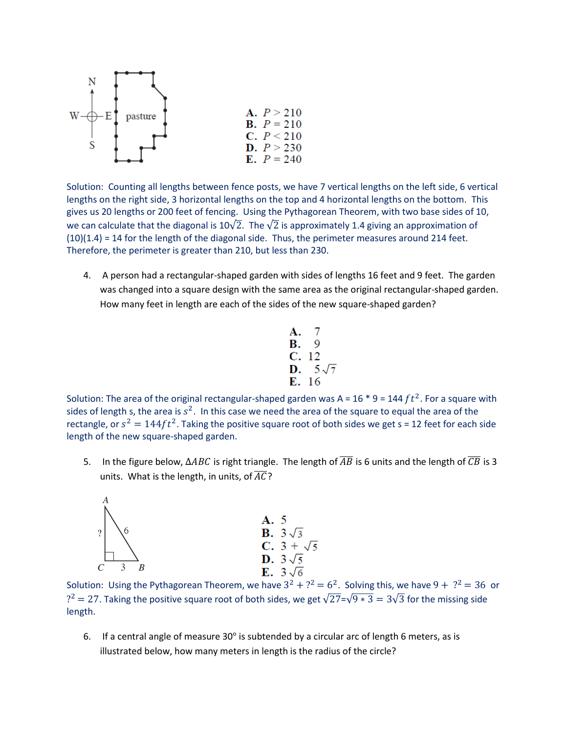N

W — E pasture

S

**A.** $P > 210$
**B.** $P = 210$
**C.** $P < 210$
**D.** $P > 230$
**E.** $P = 240$

Solution: Counting all lengths between fence posts, we have 7 vertical lengths on the left side, 6 vertical lengths on the right side, 3 horizontal lengths on the top and 4 horizontal lengths on the bottom. This gives us 20 lengths or 200 feet of fencing. Using the Pythagorean Theorem, with two base sides of 10, we can calculate that the diagonal is $10\sqrt{2}$. The $\sqrt{2}$ is approximately 1.4 giving an approximation of (10)(1.4) = 14 for the length of the diagonal side. Thus, the perimeter measures around 214 feet. Therefore, the perimeter is greater than 210, but less than 230.

4. A person had a rectangular-shaped garden with sides of lengths 16 feet and 9 feet. The garden was changed into a square design with the same area as the original rectangular-shaped garden. How many feet in length are each of the sides of the new square-shaped garden?

**A.** 7
**B.** 9
**C.** 12
**D.** $5\sqrt{7}$
**E.** 16

Solution: The area of the original rectangular-shaped garden was A = 16 * 9 = 144 $ft^2$. For a square with sides of length s, the area is $s^2$. In this case we need the area of the square to equal the area of the rectangle, or $s^2 = 144ft^2$. Taking the positive square root of both sides we get s = 12 feet for each side length of the new square-shaped garden.

5. In the figure below, $\Delta ABC$ is right triangle. The length of $\overline{AB}$ is 6 units and the length of $\overline{CB}$ is 3 units. What is the length, in units, of $\overline{AC}$?

A ? 6 C 3 B

**A.** 5
**B.** $3\sqrt{3}$
**C.** $3 + \sqrt{5}$
**D.** $3\sqrt{5}$
**E.** $3\sqrt{6}$

Solution: Using the Pythagorean Theorem, we have $3^2 + ?^2 = 6^2$. Solving this, we have $9 + \ ?^2 = 36$ or $?^2 = 27$. Taking the positive square root of both sides, we get $\sqrt{27}$=$\sqrt{9 * 3} = 3\sqrt{3}$ for the missing side length.

6. If a central angle of measure 30° is subtended by a circular arc of length 6 meters, as is illustrated below, how many meters in length is the radius of the circle?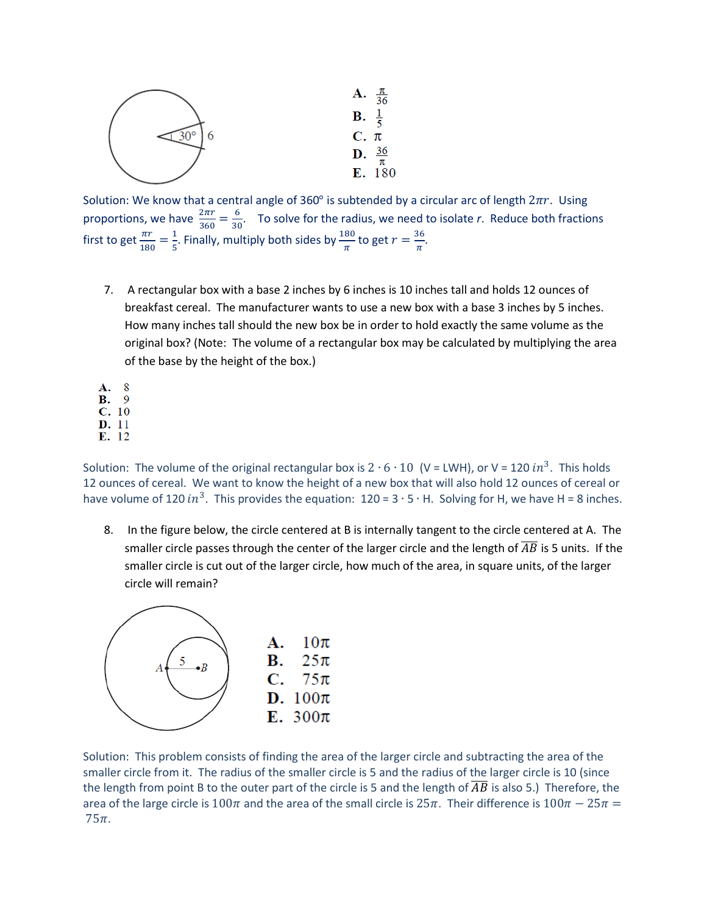A. $\frac{\pi}{36}$
B. $\frac{1}{5}$
C. $\pi$
D. $\frac{36}{\pi}$
E. 180

Solution: We know that a central angle of 360° is subtended by a circular arc of length $2\pi r$. Using proportions, we have $\frac{2\pi r}{360} = \frac{6}{30}$. To solve for the radius, we need to isolate $r$. Reduce both fractions first to get $\frac{\pi r}{180} = \frac{1}{5}$. Finally, multiply both sides by $\frac{180}{\pi}$ to get $r = \frac{36}{\pi}$.

7. A rectangular box with a base 2 inches by 6 inches is 10 inches tall and holds 12 ounces of breakfast cereal. The manufacturer wants to use a new box with a base 3 inches by 5 inches. How many inches tall should the new box be in order to hold exactly the same volume as the original box? (Note: The volume of a rectangular box may be calculated by multiplying the area of the base by the height of the box.)

A. 8
B. 9
C. 10
D. 11
E. 12

Solution: The volume of the original rectangular box is $2 \cdot 6 \cdot 10$ (V = LWH), or V = 120 $in^3$. This holds 12 ounces of cereal. We want to know the height of a new box that will also hold 12 ounces of cereal or have volume of 120 $in^3$. This provides the equation: $120 = 3 \cdot 5 \cdot H$. Solving for H, we have H = 8 inches.

8. In the figure below, the circle centered at B is internally tangent to the circle centered at A. The smaller circle passes through the center of the larger circle and the length of $\overline{AB}$ is 5 units. If the smaller circle is cut out of the larger circle, how much of the area, in square units, of the larger circle will remain?

A. $10\pi$
B. $25\pi$
C. $75\pi$
D. $100\pi$
E. $300\pi$

Solution: This problem consists of finding the area of the larger circle and subtracting the area of the smaller circle from it. The radius of the smaller circle is 5 and the radius of the larger circle is 10 (since the length from point B to the outer part of the circle is 5 and the length of $\overline{AB}$ is also 5.) Therefore, the area of the large circle is $100\pi$ and the area of the small circle is $25\pi$. Their difference is $100\pi - 25\pi = 75\pi$.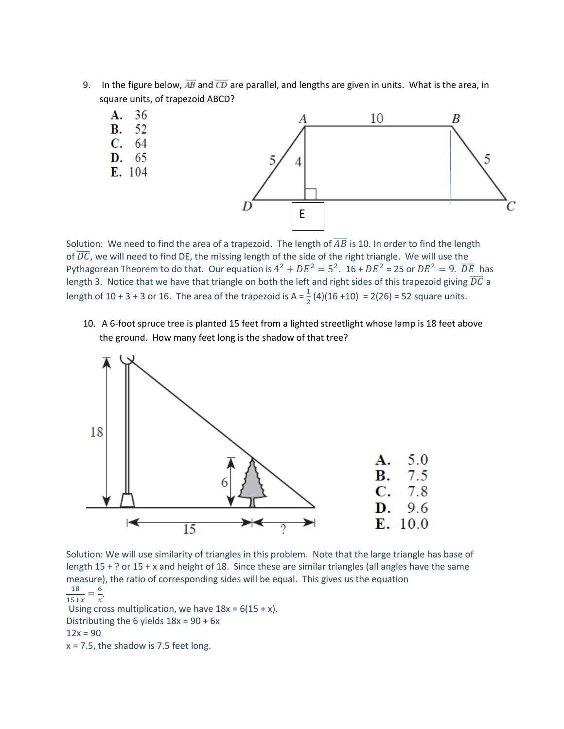9. In the figure below, $\overline{AB}$ and $\overline{CD}$ are parallel, and lengths are given in units. What is the area, in square units, of trapezoid ABCD?

   A. 36
   B. 52
   C. 64
   D. 65
   E. 104

Solution: We need to find the area of a trapezoid. The length of $\overline{AB}$ is 10. In order to find the length of $\overline{DC}$, we will need to find DE, the missing length of the side of the right triangle. We will use the Pythagorean Theorem to do that. Our equation is $4^2 + DE^2 = 5^2$. $16 + DE^2 = 25$ or $DE^2 = 9$. $\overline{DE}$ has length 3. Notice that we have that triangle on both the left and right sides of this trapezoid giving $\overline{DC}$ a length of 10 + 3 + 3 or 16. The area of the trapezoid is A = $\frac{1}{2}$(4)(16 +10) = 2(26) = 52 square units.

10. A 6-foot spruce tree is planted 15 feet from a lighted streetlight whose lamp is 18 feet above the ground. How many feet long is the shadow of that tree?

   A. 5.0
   B. 7.5
   C. 7.8
   D. 9.6
   E. 10.0

Solution: We will use similarity of triangles in this problem. Note that the large triangle has base of length 15 + ? or 15 + x and height of 18. Since these are similar triangles (all angles have the same measure), the ratio of corresponding sides will be equal. This gives us the equation

$$\frac{18}{15+x} = \frac{6}{x}.$$

Using cross multiplication, we have 18x = 6(15 + x).
Distributing the 6 yields 18x = 90 + 6x
12x = 90
x = 7.5, the shadow is 7.5 feet long.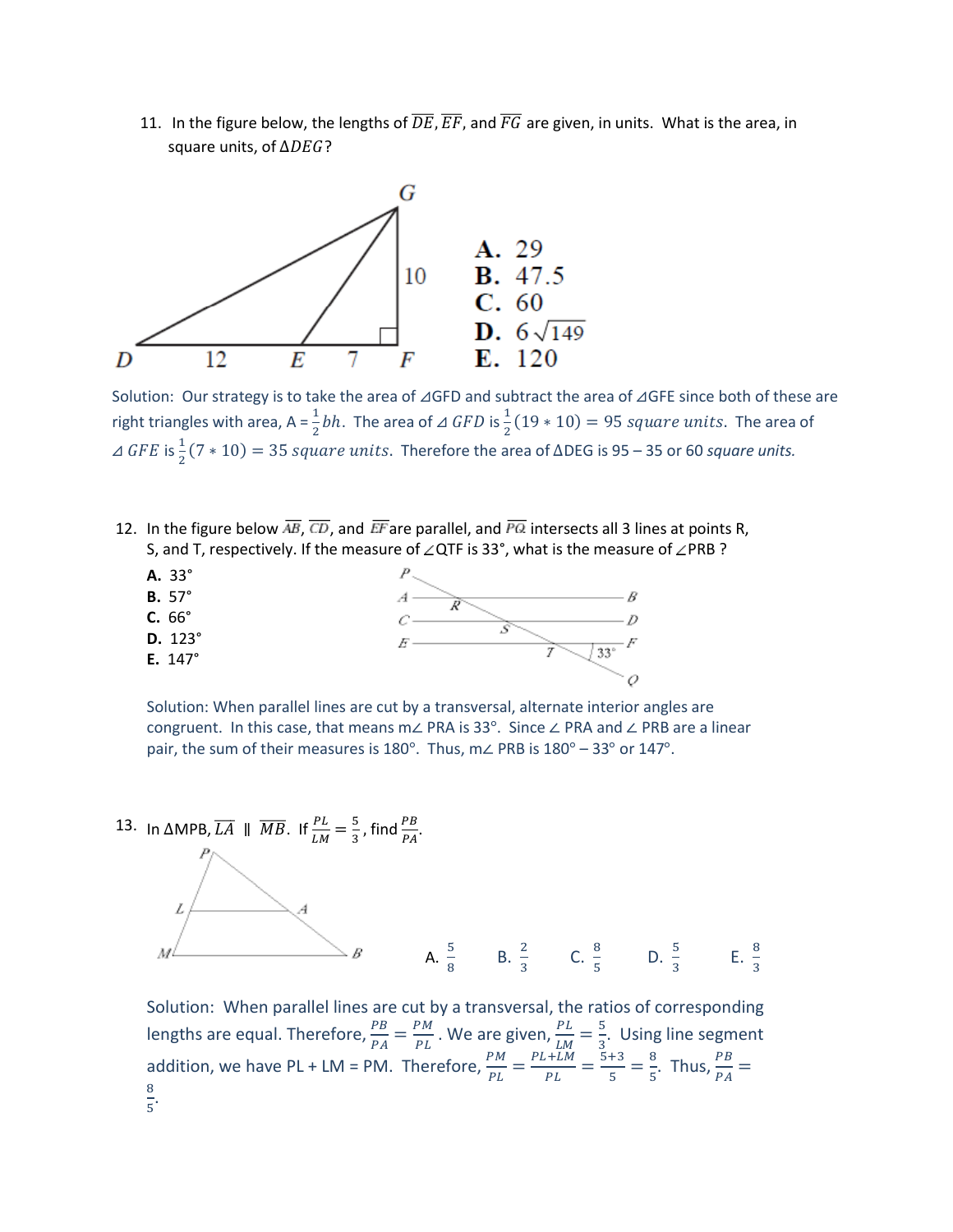11. In the figure below, the lengths of $\overline{DE}$, $\overline{EF}$, and $\overline{FG}$ are given, in units. What is the area, in square units, of $\Delta DEG$?

A. 29
B. 47.5
C. 60
D. $6\sqrt{149}$
E. 120

Solution: Our strategy is to take the area of ⊿GFD and subtract the area of ⊿GFE since both of these are right triangles with area, A = $\frac{1}{2}bh$. The area of $\triangle GFD$ is $\frac{1}{2}(19 * 10) = 95$ *square units*. The area of $\triangle GFE$ is $\frac{1}{2}(7 * 10) = 35$ *square units*. Therefore the area of ΔDEG is 95 – 35 or 60 *square units.*

12. In the figure below $\overline{AB}$, $\overline{CD}$, and $\overline{EF}$ are parallel, and $\overline{PQ}$ intersects all 3 lines at points R, S, and T, respectively. If the measure of ∠QTF is 33°, what is the measure of ∠PRB ?

**A.** 33°
**B.** 57°
**C.** 66°
**D.** 123°
**E.** 147°

Solution: When parallel lines are cut by a transversal, alternate interior angles are congruent. In this case, that means m∠ PRA is 33°. Since ∠ PRA and ∠ PRB are a linear pair, the sum of their measures is 180°. Thus, m∠ PRB is 180° – 33° or 147°.

13. In ΔMPB, $\overline{LA} \parallel \overline{MB}$. If $\frac{PL}{LM} = \frac{5}{3}$, find $\frac{PB}{PA}$.

A. $\frac{5}{8}$ B. $\frac{2}{3}$ C. $\frac{8}{5}$ D. $\frac{5}{3}$ E. $\frac{8}{3}$

Solution: When parallel lines are cut by a transversal, the ratios of corresponding lengths are equal. Therefore, $\frac{PB}{PA} = \frac{PM}{PL}$. We are given, $\frac{PL}{LM} = \frac{5}{3}$. Using line segment addition, we have PL + LM = PM. Therefore, $\frac{PM}{PL} = \frac{PL+LM}{PL} = \frac{5+3}{5} = \frac{8}{5}$. Thus, $\frac{PB}{PA} = \frac{8}{5}$.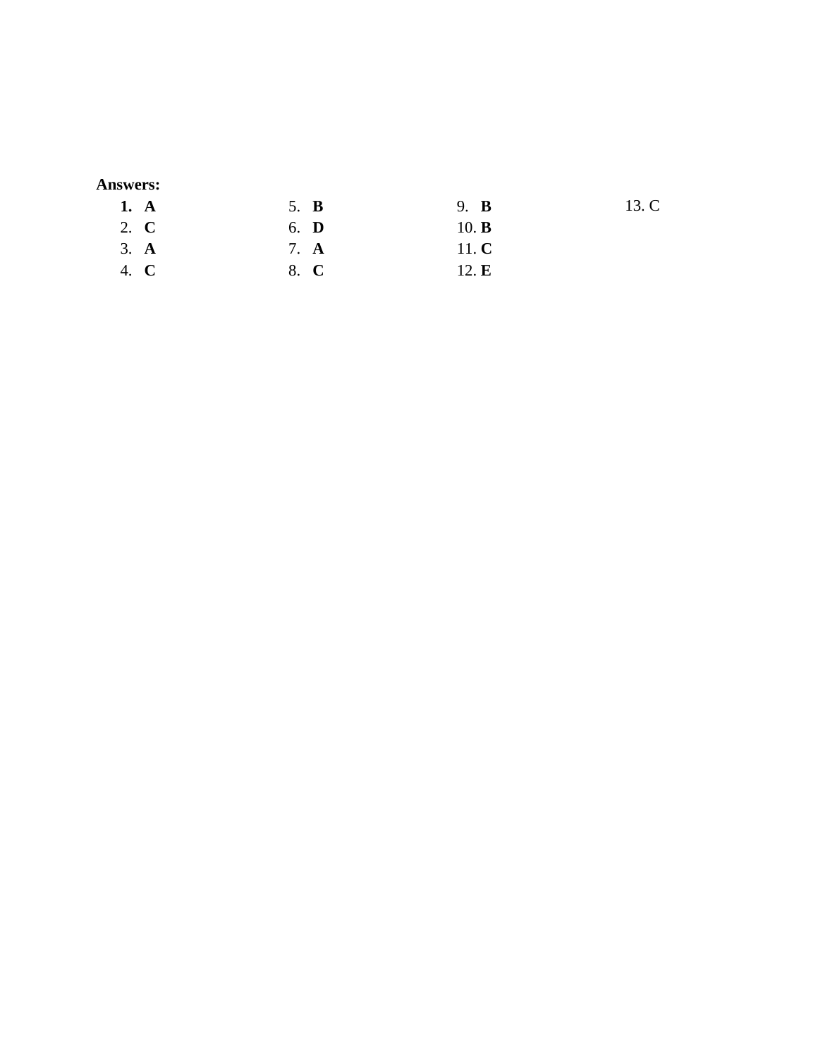**Answers:**

1. **A**
2. **C**
3. **A**
4. **C**
5. **B**
6. **D**
7. **A**
8. **C**
9. **B**
10. **B**
11. **C**
12. **E**
13. C